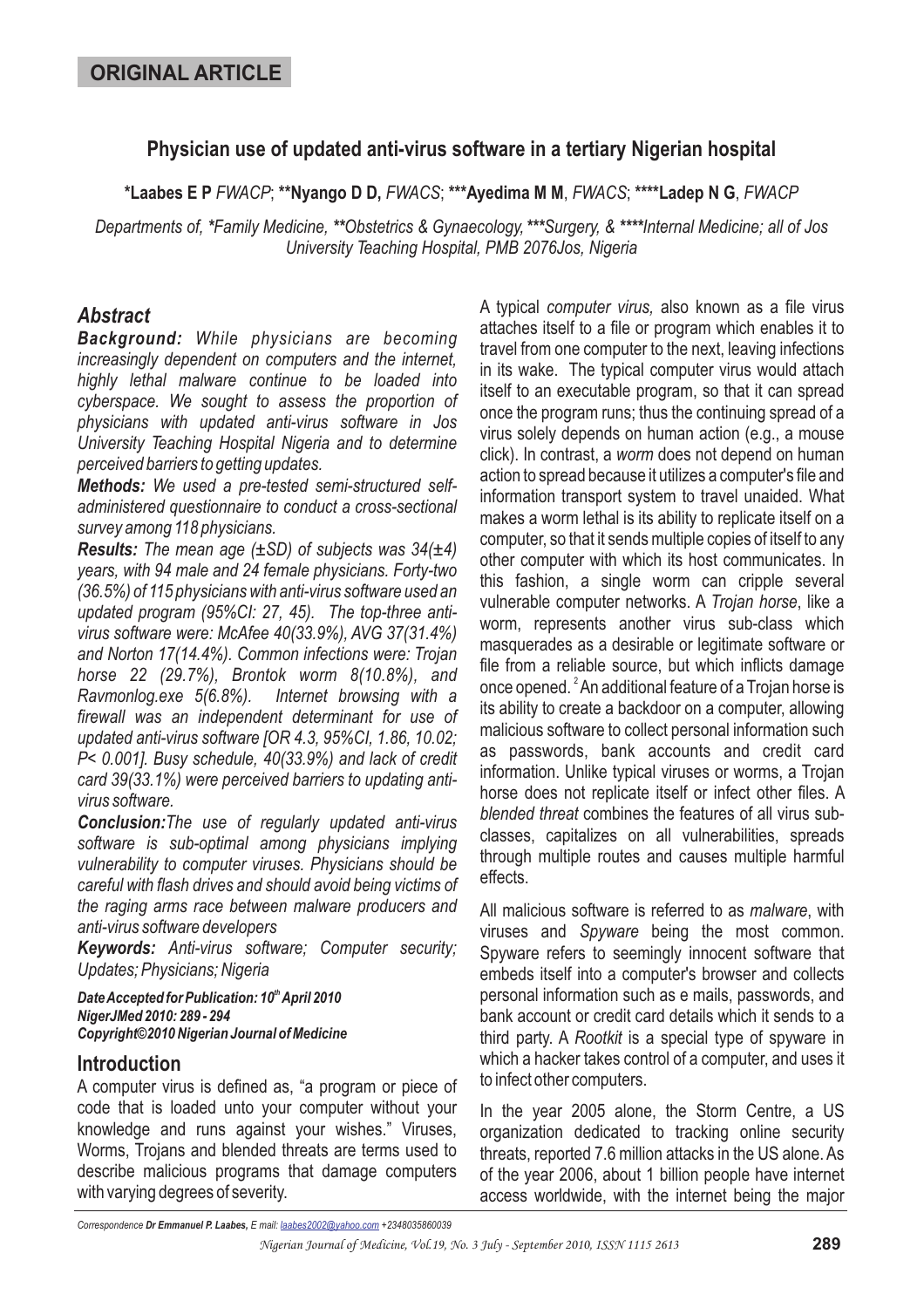**ORIGINAL ARTICLE**

# Physician use of updated anti-virus software in a tertiary Nigerian hospital

**\*Laabes E P** *FWACP*; **\*\*Nyango D D,** *FWACS*; **\*\*\*Ayedima M M**, *FWACS*; **\*\*\*\*Ladep N G**, *FWACP*

*Departments of, \*Family Medicine, \*\*Obstetrics & Gynaecology, \*\*\*Surgery, & \*\*\*\*Internal Medicine; all of Jos University Teaching Hospital, PMB 2076Jos, Nigeria*

## Abstract

***Background:*** *While physicians are becoming increasingly dependent on computers and the internet, highly lethal malware continue to be loaded into cyberspace. We sought to assess the proportion of physicians with updated anti-virus software in Jos University Teaching Hospital Nigeria and to determine perceived barriers to getting updates.*

***Methods:*** *We used a pre-tested semi-structured self-administered questionnaire to conduct a cross-sectional survey among 118 physicians.*

***Results:*** *The mean age (±SD) of subjects was 34(±4) years, with 94 male and 24 female physicians. Forty-two (36.5%) of 115 physicians with anti-virus software used an updated program (95%CI: 27, 45). The top-three anti-virus software were: McAfee 40(33.9%), AVG 37(31.4%) and Norton 17(14.4%). Common infections were: Trojan horse 22 (29.7%), Brontok worm 8(10.8%), and Ravmonlog.exe 5(6.8%). Internet browsing with a firewall was an independent determinant for use of updated anti-virus software [OR 4.3, 95%CI, 1.86, 10.02; P< 0.001]. Busy schedule, 40(33.9%) and lack of credit card 39(33.1%) were perceived barriers to updating anti-virus software.*

***Conclusion:*** *The use of regularly updated anti-virus software is sub-optimal among physicians implying vulnerability to computer viruses. Physicians should be careful with flash drives and should avoid being victims of the raging arms race between malware producers and anti-virus software developers*

***Keywords:*** *Anti-virus software; Computer security; Updates; Physicians; Nigeria*

***Date Accepted for Publication: 10th April 2010***
***NigerJMed 2010: 289 - 294***
***Copyright©2010 Nigerian Journal of Medicine***

## Introduction

A computer virus is defined as, "a program or piece of code that is loaded unto your computer without your knowledge and runs against your wishes." Viruses, Worms, Trojans and blended threats are terms used to describe malicious programs that damage computers with varying degrees of severity.

A typical *computer virus,* also known as a file virus attaches itself to a file or program which enables it to travel from one computer to the next, leaving infections in its wake. The typical computer virus would attach itself to an executable program, so that it can spread once the program runs; thus the continuing spread of a virus solely depends on human action (e.g., a mouse click). In contrast, a *worm* does not depend on human action to spread because it utilizes a computer's file and information transport system to travel unaided. What makes a worm lethal is its ability to replicate itself on a computer, so that it sends multiple copies of itself to any other computer with which its host communicates. In this fashion, a single worm can cripple several vulnerable computer networks. A *Trojan horse*, like a worm, represents another virus sub-class which masquerades as a desirable or legitimate software or file from a reliable source, but which inflicts damage once opened.[2] An additional feature of a Trojan horse is its ability to create a backdoor on a computer, allowing malicious software to collect personal information such as passwords, bank accounts and credit card information. Unlike typical viruses or worms, a Trojan horse does not replicate itself or infect other files. A *blended threat* combines the features of all virus sub-classes, capitalizes on all vulnerabilities, spreads through multiple routes and causes multiple harmful effects.

All malicious software is referred to as *malware*, with viruses and *Spyware* being the most common. Spyware refers to seemingly innocent software that embeds itself into a computer's browser and collects personal information such as e mails, passwords, and bank account or credit card details which it sends to a third party. A *Rootkit* is a special type of spyware in which a hacker takes control of a computer, and uses it to infect other computers.

In the year 2005 alone, the Storm Centre, a US organization dedicated to tracking online security threats, reported 7.6 million attacks in the US alone. As of the year 2006, about 1 billion people have internet access worldwide, with the internet being the major

*Correspondence **Dr Emmanuel P. Laabes,** E mail: laabes2002@yahoo.com +2348035860039*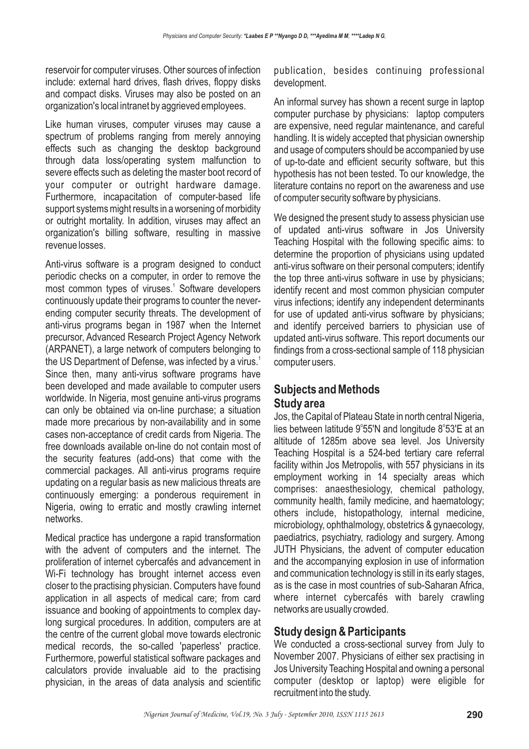reservoir for computer viruses. Other sources of infection include: external hard drives, flash drives, floppy disks and compact disks. Viruses may also be posted on an organization's local intranet by aggrieved employees.

Like human viruses, computer viruses may cause a spectrum of problems ranging from merely annoying effects such as changing the desktop background through data loss/operating system malfunction to severe effects such as deleting the master boot record of your computer or outright hardware damage. Furthermore, incapacitation of computer-based life support systems might results in a worsening of morbidity or outright mortality. In addition, viruses may affect an organization's billing software, resulting in massive revenue losses.

Anti-virus software is a program designed to conduct periodic checks on a computer, in order to remove the most common types of viruses.[1] Software developers continuously update their programs to counter the never-ending computer security threats. The development of anti-virus programs began in 1987 when the Internet precursor, Advanced Research Project Agency Network (ARPANET), a large network of computers belonging to the US Department of Defense, was infected by a virus.[1] Since then, many anti-virus software programs have been developed and made available to computer users worldwide. In Nigeria, most genuine anti-virus programs can only be obtained via on-line purchase; a situation made more precarious by non-availability and in some cases non-acceptance of credit cards from Nigeria. The free downloads available on-line do not contain most of the security features (add-ons) that come with the commercial packages. All anti-virus programs require updating on a regular basis as new malicious threats are continuously emerging: a ponderous requirement in Nigeria, owing to erratic and mostly crawling internet networks.

Medical practice has undergone a rapid transformation with the advent of computers and the internet. The proliferation of internet cybercafés and advancement in Wi-Fi technology has brought internet access even closer to the practising physician. Computers have found application in all aspects of medical care; from card issuance and booking of appointments to complex day-long surgical procedures. In addition, computers are at the centre of the current global move towards electronic medical records, the so-called 'paperless' practice. Furthermore, powerful statistical software packages and calculators provide invaluable aid to the practising physician, in the areas of data analysis and scientific publication, besides continuing professional development.

An informal survey has shown a recent surge in laptop computer purchase by physicians: laptop computers are expensive, need regular maintenance, and careful handling. It is widely accepted that physician ownership and usage of computers should be accompanied by use of up-to-date and efficient security software, but this hypothesis has not been tested. To our knowledge, the literature contains no report on the awareness and use of computer security software by physicians.

We designed the present study to assess physician use of updated anti-virus software in Jos University Teaching Hospital with the following specific aims: to determine the proportion of physicians using updated anti-virus software on their personal computers; identify the top three anti-virus software in use by physicians; identify recent and most common physician computer virus infections; identify any independent determinants for use of updated anti-virus software by physicians; and identify perceived barriers to physician use of updated anti-virus software. This report documents our findings from a cross-sectional sample of 118 physician computer users.

## Subjects and Methods

### Study area

Jos, the Capital of Plateau State in north central Nigeria, lies between latitude 9°55'N and longitude 8°53'E at an altitude of 1285m above sea level. Jos University Teaching Hospital is a 524-bed tertiary care referral facility within Jos Metropolis, with 557 physicians in its employment working in 14 specialty areas which comprises: anaesthesiology, chemical pathology, community health, family medicine, and haematology; others include, histopathology, internal medicine, microbiology, ophthalmology, obstetrics & gynaecology, paediatrics, psychiatry, radiology and surgery. Among JUTH Physicians, the advent of computer education and the accompanying explosion in use of information and communication technology is still in its early stages, as is the case in most countries of sub-Saharan Africa, where internet cybercafés with barely crawling networks are usually crowded.

### Study design & Participants

We conducted a cross-sectional survey from July to November 2007. Physicians of either sex practising in Jos University Teaching Hospital and owning a personal computer (desktop or laptop) were eligible for recruitment into the study.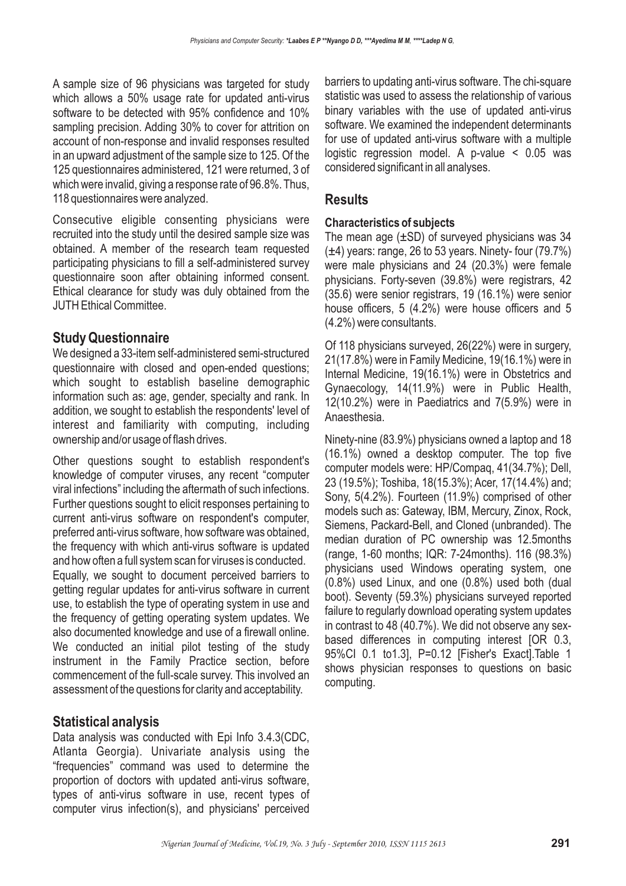A sample size of 96 physicians was targeted for study which allows a 50% usage rate for updated anti-virus software to be detected with 95% confidence and 10% sampling precision. Adding 30% to cover for attrition on account of non-response and invalid responses resulted in an upward adjustment of the sample size to 125. Of the 125 questionnaires administered, 121 were returned, 3 of which were invalid, giving a response rate of 96.8%. Thus, 118 questionnaires were analyzed.

Consecutive eligible consenting physicians were recruited into the study until the desired sample size was obtained. A member of the research team requested participating physicians to fill a self-administered survey questionnaire soon after obtaining informed consent. Ethical clearance for study was duly obtained from the JUTH Ethical Committee.

## Study Questionnaire

We designed a 33-item self-administered semi-structured questionnaire with closed and open-ended questions; which sought to establish baseline demographic information such as: age, gender, specialty and rank. In addition, we sought to establish the respondents' level of interest and familiarity with computing, including ownership and/or usage of flash drives.

Other questions sought to establish respondent's knowledge of computer viruses, any recent "computer viral infections" including the aftermath of such infections. Further questions sought to elicit responses pertaining to current anti-virus software on respondent's computer, preferred anti-virus software, how software was obtained, the frequency with which anti-virus software is updated and how often a full system scan for viruses is conducted. Equally, we sought to document perceived barriers to getting regular updates for anti-virus software in current use, to establish the type of operating system in use and the frequency of getting operating system updates. We also documented knowledge and use of a firewall online. We conducted an initial pilot testing of the study instrument in the Family Practice section, before commencement of the full-scale survey. This involved an assessment of the questions for clarity and acceptability.

## Statistical analysis

Data analysis was conducted with Epi Info 3.4.3(CDC, Atlanta Georgia). Univariate analysis using the "frequencies" command was used to determine the proportion of doctors with updated anti-virus software, types of anti-virus software in use, recent types of computer virus infection(s), and physicians' perceived barriers to updating anti-virus software. The chi-square statistic was used to assess the relationship of various binary variables with the use of updated anti-virus software. We examined the independent determinants for use of updated anti-virus software with a multiple logistic regression model. A p-value $< 0.05$ was considered significant in all analyses.

## Results

### Characteristics of subjects

The mean age (±SD) of surveyed physicians was 34 (±4) years: range, 26 to 53 years. Ninety- four (79.7%) were male physicians and 24 (20.3%) were female physicians. Forty-seven (39.8%) were registrars, 42 (35.6) were senior registrars, 19 (16.1%) were senior house officers, 5 (4.2%) were house officers and 5 (4.2%) were consultants.

Of 118 physicians surveyed, 26(22%) were in surgery, 21(17.8%) were in Family Medicine, 19(16.1%) were in Internal Medicine, 19(16.1%) were in Obstetrics and Gynaecology, 14(11.9%) were in Public Health, 12(10.2%) were in Paediatrics and 7(5.9%) were in Anaesthesia.

Ninety-nine (83.9%) physicians owned a laptop and 18 (16.1%) owned a desktop computer. The top five computer models were: HP/Compaq, 41(34.7%); Dell, 23 (19.5%); Toshiba, 18(15.3%); Acer, 17(14.4%) and; Sony, 5(4.2%). Fourteen (11.9%) comprised of other models such as: Gateway, IBM, Mercury, Zinox, Rock, Siemens, Packard-Bell, and Cloned (unbranded). The median duration of PC ownership was 12.5months (range, 1-60 months; IQR: 7-24months). 116 (98.3%) physicians used Windows operating system, one (0.8%) used Linux, and one (0.8%) used both (dual boot). Seventy (59.3%) physicians surveyed reported failure to regularly download operating system updates in contrast to 48 (40.7%). We did not observe any sex-based differences in computing interest [OR 0.3, 95%CI 0.1 to1.3], P=0.12 [Fisher's Exact].Table 1 shows physician responses to questions on basic computing.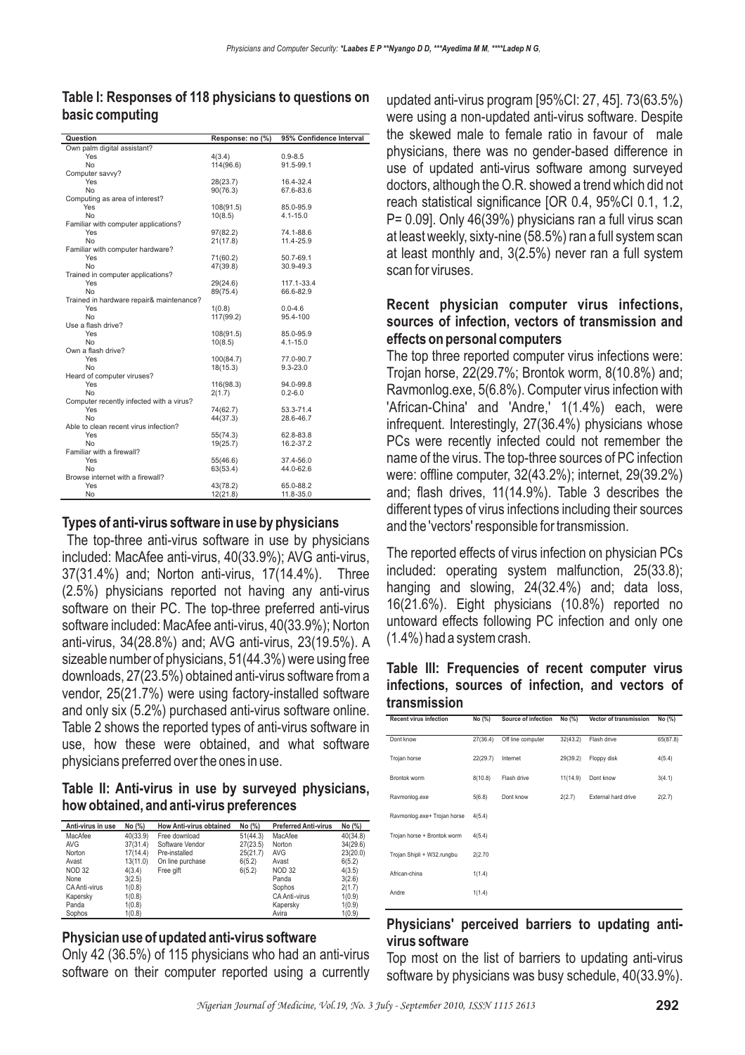## Table I: Responses of 118 physicians to questions on basic computing

| Question | Response: no (%) | 95% Confidence Interval |
|---|---|---|
| Own palm digital assistant? | | |
| Yes | 4(3.4) | 0.9-8.5 |
| No | 114(96.6) | 91.5-99.1 |
| Computer savvy? | | |
| Yes | 28(23.7) | 16.4-32.4 |
| No | 90(76.3) | 67.6-83.6 |
| Computing as area of interest? | | |
| Yes | 108(91.5) | 85.0-95.9 |
| No | 10(8.5) | 4.1-15.0 |
| Familiar with computer applications? | | |
| Yes | 97(82.2) | 74.1-88.6 |
| No | 21(17.8) | 11.4-25.9 |
| Familiar with computer hardware? | | |
| Yes | 71(60.2) | 50.7-69.1 |
| No | 47(39.8) | 30.9-49.3 |
| Trained in computer applications? | | |
| Yes | 29(24.6) | 117.1-33.4 |
| No | 89(75.4) | 66.6-82.9 |
| Trained in hardware repair& maintenance? | | |
| Yes | 1(0.8) | 0.0-4.6 |
| No | 117(99.2) | 95.4-100 |
| Use a flash drive? | | |
| Yes | 108(91.5) | 85.0-95.9 |
| No | 10(8.5) | 4.1-15.0 |
| Own a flash drive? | | |
| Yes | 100(84.7) | 77.0-90.7 |
| No | 18(15.3) | 9.3-23.0 |
| Heard of computer viruses? | | |
| Yes | 116(98.3) | 94.0-99.8 |
| No | 2(1.7) | 0.2-6.0 |
| Computer recently infected with a virus? | | |
| Yes | 74(62.7) | 53.3-71.4 |
| No | 44(37.3) | 28.6-46.7 |
| Able to clean recent virus infection? | | |
| Yes | 55(74.3) | 62.8-83.8 |
| No | 19(25.7) | 16.2-37.2 |
| Familiar with a firewall? | | |
| Yes | 55(46.6) | 37.4-56.0 |
| No | 63(53.4) | 44.0-62.6 |
| Browse internet with a firewall? | | |
| Yes | 43(78.2) | 65.0-88.2 |
| No | 12(21.8) | 11.8-35.0 |

### Types of anti-virus software in use by physicians

The top-three anti-virus software in use by physicians included: MacAfee anti-virus, 40(33.9%); AVG anti-virus, 37(31.4%) and; Norton anti-virus, 17(14.4%). Three (2.5%) physicians reported not having any anti-virus software on their PC. The top-three preferred anti-virus software included: MacAfee anti-virus, 40(33.9%); Norton anti-virus, 34(28.8%) and; AVG anti-virus, 23(19.5%). A sizeable number of physicians, 51(44.3%) were using free downloads, 27(23.5%) obtained anti-virus software from a vendor, 25(21.7%) were using factory-installed software and only six (5.2%) purchased anti-virus software online. Table 2 shows the reported types of anti-virus software in use, how these were obtained, and what software physicians preferred over the ones in use.

## Table II: Anti-virus in use by surveyed physicians, how obtained, and anti-virus preferences

| Anti-virus in use | No (%) | How Anti-virus obtained | No (%) | Preferred Anti-virus | No (%) |
|---|---|---|---|---|---|
| MacAfee | 40(33.9) | Free download | 51(44.3) | MacAfee | 40(34.8) |
| AVG | 37(31.4) | Software Vendor | 27(23.5) | Norton | 34(29.6) |
| Norton | 17(14.4) | Pre-installed | 25(21.7) | AVG | 23(20.0) |
| Avast | 13(11.0) | On line purchase | 6(5.2) | Avast | 6(5.2) |
| NOD 32 | 4(3.4) | Free gift | 6(5.2) | NOD 32 | 4(3.5) |
| None | 3(2.5) | | | Panda | 3(2.6) |
| CA Anti-virus | 1(0.8) | | | Sophos | 2(1.7) |
| Kapersky | 1(0.8) | | | CA Anti-virus | 1(0.9) |
| Panda | 1(0.8) | | | Kapersky | 1(0.9) |
| Sophos | 1(0.8) | | | Avira | 1(0.9) |

### Physician use of updated anti-virus software

Only 42 (36.5%) of 115 physicians who had an anti-virus software on their computer reported using a currently updated anti-virus program [95%CI: 27, 45]. 73(63.5%) were using a non-updated anti-virus software. Despite the skewed male to female ratio in favour of male physicians, there was no gender-based difference in use of updated anti-virus software among surveyed doctors, although the O.R. showed a trend which did not reach statistical significance [OR 0.4, 95%CI 0.1, 1.2, P= 0.09]. Only 46(39%) physicians ran a full virus scan at least weekly, sixty-nine (58.5%) ran a full system scan at least monthly and, 3(2.5%) never ran a full system scan for viruses.

### Recent physician computer virus infections, sources of infection, vectors of transmission and effects on personal computers

The top three reported computer virus infections were: Trojan horse, 22(29.7%; Brontok worm, 8(10.8%) and; Ravmonlog.exe, 5(6.8%). Computer virus infection with 'African-China' and 'Andre,' 1(1.4%) each, were infrequent. Interestingly, 27(36.4%) physicians whose PCs were recently infected could not remember the name of the virus. The top-three sources of PC infection were: offline computer, 32(43.2%); internet, 29(39.2%) and; flash drives, 11(14.9%). Table 3 describes the different types of virus infections including their sources and the 'vectors' responsible for transmission.

The reported effects of virus infection on physician PCs included: operating system malfunction, 25(33.8); hanging and slowing, 24(32.4%) and; data loss, 16(21.6%). Eight physicians (10.8%) reported no untoward effects following PC infection and only one (1.4%) had a system crash.

## Table III: Frequencies of recent computer virus infections, sources of infection, and vectors of transmission

| Recent virus infection | No (%) | Source of infection | No (%) | Vector of transmission | No (%) |
|---|---|---|---|---|---|
| Dont know | 27(36.4) | Off line computer | 32(43.2) | Flash drive | 65(87.8) |
| Trojan horse | 22(29.7) | Internet | 29(39.2) | Floppy disk | 4(5.4) |
| Brontok worm | 8(10.8) | Flash drive | 11(14.9) | Dont know | 3(4.1) |
| Ravmonlog.exe | 5(6.8) | Dont know | 2(2.7) | External hard drive | 2(2.7) |
| Ravmonlog.exe+ Trojan horse | 4(5.4) | | | | |
| Trojan horse + Brontok worm | 4(5.4) | | | | |
| Trojan Shipli + W32.rungbu | 2(2.70 | | | | |
| African-china | 1(1.4) | | | | |
| Andre | 1(1.4) | | | | |

### Physicians' perceived barriers to updating anti-virus software

Top most on the list of barriers to updating anti-virus software by physicians was busy schedule, 40(33.9%).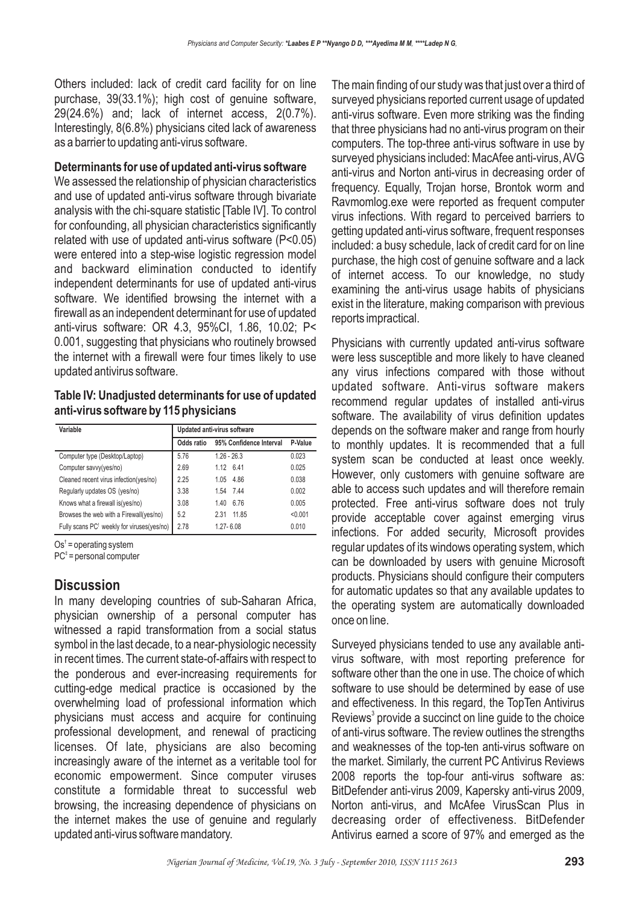Others included: lack of credit card facility for on line purchase, 39(33.1%); high cost of genuine software, 29(24.6%) and; lack of internet access, 2(0.7%). Interestingly, 8(6.8%) physicians cited lack of awareness as a barrier to updating anti-virus software.

### Determinants for use of updated anti-virus software

We assessed the relationship of physician characteristics and use of updated anti-virus software through bivariate analysis with the chi-square statistic [Table IV]. To control for confounding, all physician characteristics significantly related with use of updated anti-virus software ($P<0.05$) were entered into a step-wise logistic regression model and backward elimination conducted to identify independent determinants for use of updated anti-virus software. We identified browsing the internet with a firewall as an independent determinant for use of updated anti-virus software: OR 4.3, 95%CI, 1.86, 10.02; $P< 0.001$, suggesting that physicians who routinely browsed the internet with a firewall were four times likely to use updated antivirus software.

**Table IV: Unadjusted determinants for use of updated anti-virus software by 115 physicians**

| Variable | Updated anti-virus software | | |
|---|---|---|---|
| | Odds ratio | 95% Confidence Interval | P-Value |
| Computer type (Desktop/Laptop) | 5.76 | 1.26 - 26.3 | 0.023 |
| Computer savvy(yes/no) | 2.69 | 1.12 6.41 | 0.025 |
| Cleaned recent virus infection(yes/no) | 2.25 | 1.05 4.86 | 0.038 |
| Regularly updates OS (yes/no) | 3.38 | 1.54 7.44 | 0.002 |
| Knows what a firewall is(yes/no) | 3.08 | 1.40 6.76 | 0.005 |
| Browses the web with a Firewall(yes/no) | 5.2 | 2.31 11.85 | <0.001 |
| Fully scans PC[‡] weekly for viruses(yes/no) | 2.78 | 1.27- 6.08 | 0.010 |

Os[†] = operating system
PC[‡] = personal computer

## Discussion

In many developing countries of sub-Saharan Africa, physician ownership of a personal computer has witnessed a rapid transformation from a social status symbol in the last decade, to a near-physiologic necessity in recent times. The current state-of-affairs with respect to the ponderous and ever-increasing requirements for cutting-edge medical practice is occasioned by the overwhelming load of professional information which physicians must access and acquire for continuing professional development, and renewal of practicing licenses. Of late, physicians are also becoming increasingly aware of the internet as a veritable tool for economic empowerment. Since computer viruses constitute a formidable threat to successful web browsing, the increasing dependence of physicians on the internet makes the use of genuine and regularly updated anti-virus software mandatory.

The main finding of our study was that just over a third of surveyed physicians reported current usage of updated anti-virus software. Even more striking was the finding that three physicians had no anti-virus program on their computers. The top-three anti-virus software in use by surveyed physicians included: MacAfee anti-virus, AVG anti-virus and Norton anti-virus in decreasing order of frequency. Equally, Trojan horse, Brontok worm and Ravmomlog.exe were reported as frequent computer virus infections. With regard to perceived barriers to getting updated anti-virus software, frequent responses included: a busy schedule, lack of credit card for on line purchase, the high cost of genuine software and a lack of internet access. To our knowledge, no study examining the anti-virus usage habits of physicians exist in the literature, making comparison with previous reports impractical.

Physicians with currently updated anti-virus software were less susceptible and more likely to have cleaned any virus infections compared with those without updated software. Anti-virus software makers recommend regular updates of installed anti-virus software. The availability of virus definition updates depends on the software maker and range from hourly to monthly updates. It is recommended that a full system scan be conducted at least once weekly. However, only customers with genuine software are able to access such updates and will therefore remain protected. Free anti-virus software does not truly provide acceptable cover against emerging virus infections. For added security, Microsoft provides regular updates of its windows operating system, which can be downloaded by users with genuine Microsoft products. Physicians should configure their computers for automatic updates so that any available updates to the operating system are automatically downloaded once on line.

Surveyed physicians tended to use any available anti-virus software, with most reporting preference for software other than the one in use. The choice of which software to use should be determined by ease of use and effectiveness. In this regard, the TopTen Antivirus Reviews[3] provide a succinct on line guide to the choice of anti-virus software. The review outlines the strengths and weaknesses of the top-ten anti-virus software on the market. Similarly, the current PC Antivirus Reviews 2008 reports the top-four anti-virus software as: BitDefender anti-virus 2009, Kapersky anti-virus 2009, Norton anti-virus, and McAfee VirusScan Plus in decreasing order of effectiveness. BitDefender Antivirus earned a score of 97% and emerged as the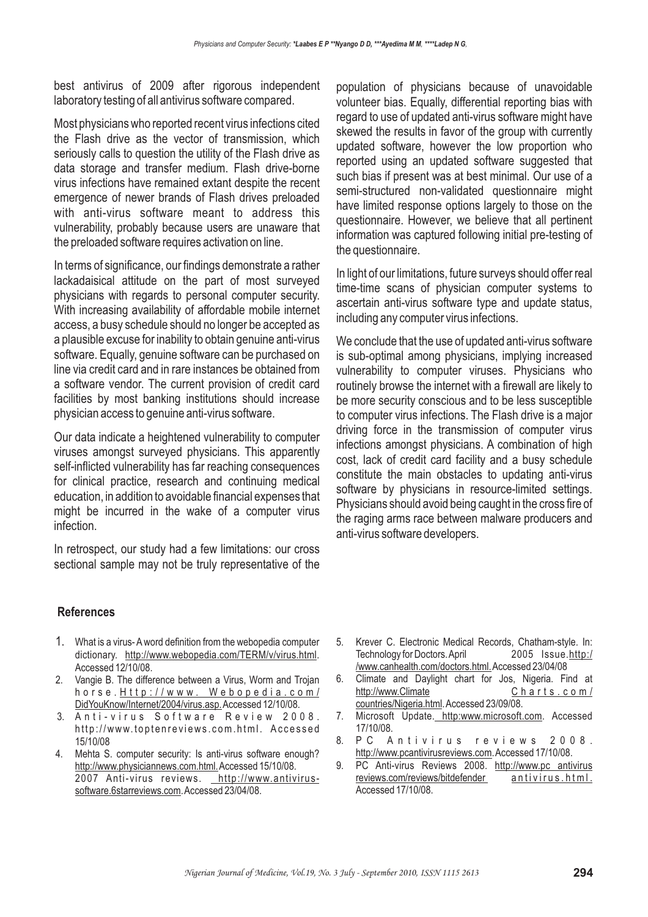best antivirus of 2009 after rigorous independent laboratory testing of all antivirus software compared.

Most physicians who reported recent virus infections cited the Flash drive as the vector of transmission, which seriously calls to question the utility of the Flash drive as data storage and transfer medium. Flash drive-borne virus infections have remained extant despite the recent emergence of newer brands of Flash drives preloaded with anti-virus software meant to address this vulnerability, probably because users are unaware that the preloaded software requires activation on line.

In terms of significance, our findings demonstrate a rather lackadaisical attitude on the part of most surveyed physicians with regards to personal computer security. With increasing availability of affordable mobile internet access, a busy schedule should no longer be accepted as a plausible excuse for inability to obtain genuine anti-virus software. Equally, genuine software can be purchased on line via credit card and in rare instances be obtained from a software vendor. The current provision of credit card facilities by most banking institutions should increase physician access to genuine anti-virus software.

Our data indicate a heightened vulnerability to computer viruses amongst surveyed physicians. This apparently self-inflicted vulnerability has far reaching consequences for clinical practice, research and continuing medical education, in addition to avoidable financial expenses that might be incurred in the wake of a computer virus infection.

In retrospect, our study had a few limitations: our cross sectional sample may not be truly representative of the population of physicians because of unavoidable volunteer bias. Equally, differential reporting bias with regard to use of updated anti-virus software might have skewed the results in favor of the group with currently updated software, however the low proportion who reported using an updated software suggested that such bias if present was at best minimal. Our use of a semi-structured non-validated questionnaire might have limited response options largely to those on the questionnaire. However, we believe that all pertinent information was captured following initial pre-testing of the questionnaire.

In light of our limitations, future surveys should offer real time-time scans of physician computer systems to ascertain anti-virus software type and update status, including any computer virus infections.

We conclude that the use of updated anti-virus software is sub-optimal among physicians, implying increased vulnerability to computer viruses. Physicians who routinely browse the internet with a firewall are likely to be more security conscious and to be less susceptible to computer virus infections. The Flash drive is a major driving force in the transmission of computer virus infections amongst physicians. A combination of high cost, lack of credit card facility and a busy schedule constitute the main obstacles to updating anti-virus software by physicians in resource-limited settings. Physicians should avoid being caught in the cross fire of the raging arms race between malware producers and anti-virus software developers.

## References

1. What is a virus- A word definition from the webopedia computer dictionary. http://www.webopedia.com/TERM/v/virus.html. Accessed 12/10/08.
2. Vangie B. The difference between a Virus, Worm and Trojan horse. Http://www. Webopedia.com/DidYouKnow/Internet/2004/virus.asp. Accessed 12/10/08.
3. Anti-virus Software Review 2008. http://www.toptenreviews.com.html. Accessed 15/10/08
4. Mehta S. computer security: Is anti-virus software enough? http://www.physiciannews.com.html. Accessed 15/10/08. 2007 Anti-virus reviews. http://www.antivirus-software.6starreviews.com. Accessed 23/04/08.
5. Krever C. Electronic Medical Records, Chatham-style. In: Technology for Doctors. April 2005 Issue. http://www.canhealth.com/doctors.html. Accessed 23/04/08
6. Climate and Daylight chart for Jos, Nigeria. Find at http://www.Climate Charts.com/countries/Nigeria.html. Accessed 23/09/08.
7. Microsoft Update. http:www.microsoft.com. Accessed 17/10/08.
8. PC Antivirus reviews 2008. http://www.pcantivirusreviews.com. Accessed 17/10/08.
9. PC Anti-virus Reviews 2008. http://www.pc antivirus reviews.com/reviews/bitdefender antivirus.html. Accessed 17/10/08.